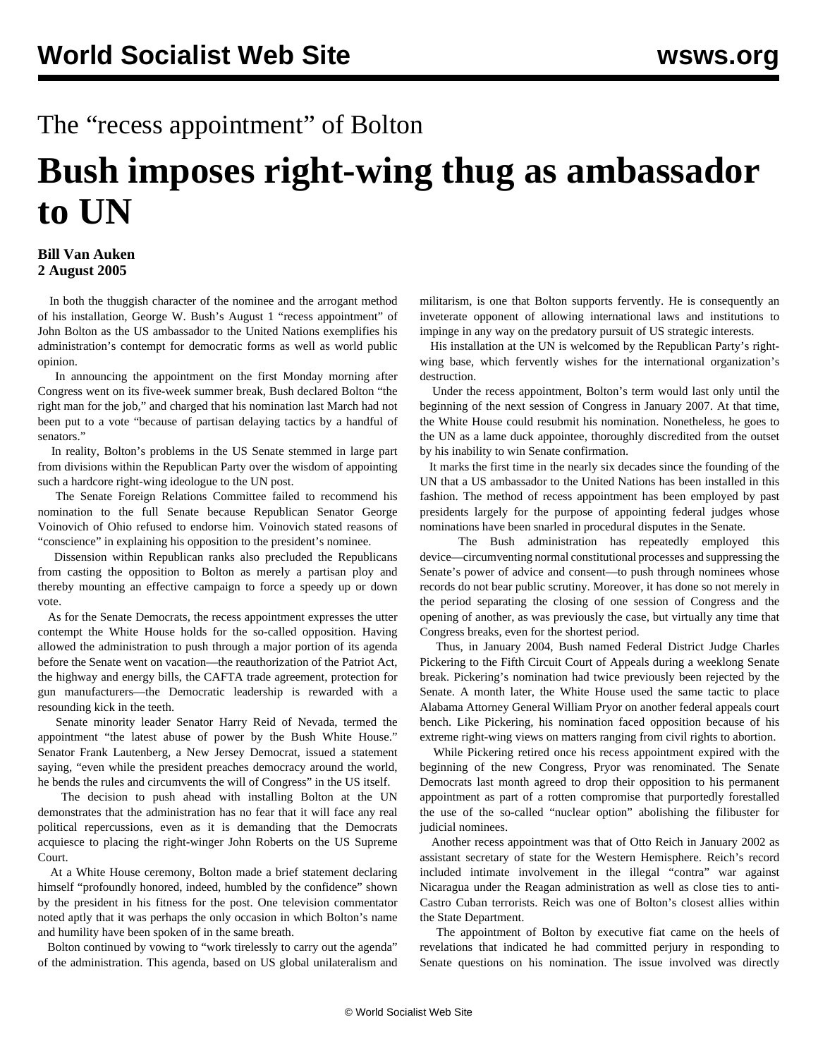# The "recess appointment" of Bolton

# Bush imposes right-wing thug as ambassador to UN

**Bill Van Auken**
**2 August 2005**

In both the thuggish character of the nominee and the arrogant method of his installation, George W. Bush's August 1 "recess appointment" of John Bolton as the US ambassador to the United Nations exemplifies his administration's contempt for democratic forms as well as world public opinion.

In announcing the appointment on the first Monday morning after Congress went on its five-week summer break, Bush declared Bolton "the right man for the job," and charged that his nomination last March had not been put to a vote "because of partisan delaying tactics by a handful of senators."

In reality, Bolton's problems in the US Senate stemmed in large part from divisions within the Republican Party over the wisdom of appointing such a hardcore right-wing ideologue to the UN post.

The Senate Foreign Relations Committee failed to recommend his nomination to the full Senate because Republican Senator George Voinovich of Ohio refused to endorse him. Voinovich stated reasons of "conscience" in explaining his opposition to the president's nominee.

Dissension within Republican ranks also precluded the Republicans from casting the opposition to Bolton as merely a partisan ploy and thereby mounting an effective campaign to force a speedy up or down vote.

As for the Senate Democrats, the recess appointment expresses the utter contempt the White House holds for the so-called opposition. Having allowed the administration to push through a major portion of its agenda before the Senate went on vacation—the reauthorization of the Patriot Act, the highway and energy bills, the CAFTA trade agreement, protection for gun manufacturers—the Democratic leadership is rewarded with a resounding kick in the teeth.

Senate minority leader Senator Harry Reid of Nevada, termed the appointment "the latest abuse of power by the Bush White House." Senator Frank Lautenberg, a New Jersey Democrat, issued a statement saying, "even while the president preaches democracy around the world, he bends the rules and circumvents the will of Congress" in the US itself.

The decision to push ahead with installing Bolton at the UN demonstrates that the administration has no fear that it will face any real political repercussions, even as it is demanding that the Democrats acquiesce to placing the right-winger John Roberts on the US Supreme Court.

At a White House ceremony, Bolton made a brief statement declaring himself "profoundly honored, indeed, humbled by the confidence" shown by the president in his fitness for the post. One television commentator noted aptly that it was perhaps the only occasion in which Bolton's name and humility have been spoken of in the same breath.

Bolton continued by vowing to "work tirelessly to carry out the agenda" of the administration. This agenda, based on US global unilateralism and militarism, is one that Bolton supports fervently. He is consequently an inveterate opponent of allowing international laws and institutions to impinge in any way on the predatory pursuit of US strategic interests.

His installation at the UN is welcomed by the Republican Party's right-wing base, which fervently wishes for the international organization's destruction.

Under the recess appointment, Bolton's term would last only until the beginning of the next session of Congress in January 2007. At that time, the White House could resubmit his nomination. Nonetheless, he goes to the UN as a lame duck appointee, thoroughly discredited from the outset by his inability to win Senate confirmation.

It marks the first time in the nearly six decades since the founding of the UN that a US ambassador to the United Nations has been installed in this fashion. The method of recess appointment has been employed by past presidents largely for the purpose of appointing federal judges whose nominations have been snarled in procedural disputes in the Senate.

The Bush administration has repeatedly employed this device—circumventing normal constitutional processes and suppressing the Senate's power of advice and consent—to push through nominees whose records do not bear public scrutiny. Moreover, it has done so not merely in the period separating the closing of one session of Congress and the opening of another, as was previously the case, but virtually any time that Congress breaks, even for the shortest period.

Thus, in January 2004, Bush named Federal District Judge Charles Pickering to the Fifth Circuit Court of Appeals during a weeklong Senate break. Pickering's nomination had twice previously been rejected by the Senate. A month later, the White House used the same tactic to place Alabama Attorney General William Pryor on another federal appeals court bench. Like Pickering, his nomination faced opposition because of his extreme right-wing views on matters ranging from civil rights to abortion.

While Pickering retired once his recess appointment expired with the beginning of the new Congress, Pryor was renominated. The Senate Democrats last month agreed to drop their opposition to his permanent appointment as part of a rotten compromise that purportedly forestalled the use of the so-called "nuclear option" abolishing the filibuster for judicial nominees.

Another recess appointment was that of Otto Reich in January 2002 as assistant secretary of state for the Western Hemisphere. Reich's record included intimate involvement in the illegal "contra" war against Nicaragua under the Reagan administration as well as close ties to anti-Castro Cuban terrorists. Reich was one of Bolton's closest allies within the State Department.

The appointment of Bolton by executive fiat came on the heels of revelations that indicated he had committed perjury in responding to Senate questions on his nomination. The issue involved was directly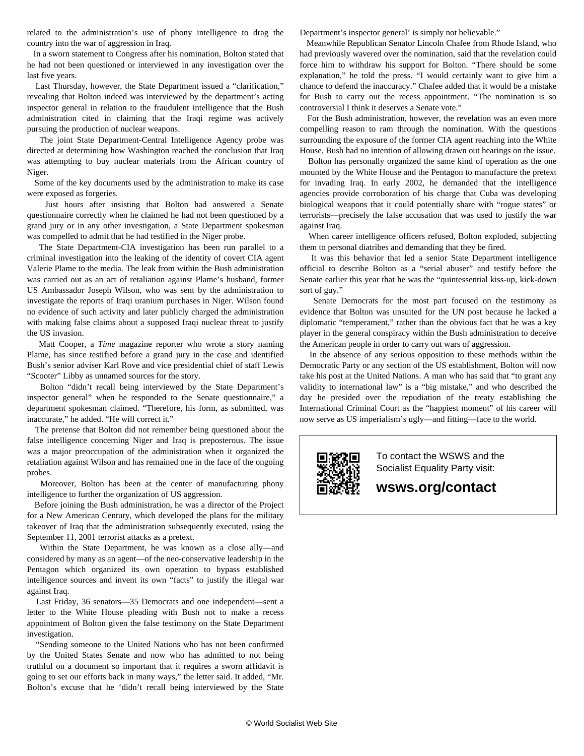related to the administration's use of phony intelligence to drag the country into the war of aggression in Iraq.

In a sworn statement to Congress after his nomination, Bolton stated that he had not been questioned or interviewed in any investigation over the last five years.

Last Thursday, however, the State Department issued a "clarification," revealing that Bolton indeed was interviewed by the department's acting inspector general in relation to the fraudulent intelligence that the Bush administration cited in claiming that the Iraqi regime was actively pursuing the production of nuclear weapons.

The joint State Department-Central Intelligence Agency probe was directed at determining how Washington reached the conclusion that Iraq was attempting to buy nuclear materials from the African country of Niger.

Some of the key documents used by the administration to make its case were exposed as forgeries.

Just hours after insisting that Bolton had answered a Senate questionnaire correctly when he claimed he had not been questioned by a grand jury or in any other investigation, a State Department spokesman was compelled to admit that he had testified in the Niger probe.

The State Department-CIA investigation has been run parallel to a criminal investigation into the leaking of the identity of covert CIA agent Valerie Plame to the media. The leak from within the Bush administration was carried out as an act of retaliation against Plame's husband, former US Ambassador Joseph Wilson, who was sent by the administration to investigate the reports of Iraqi uranium purchases in Niger. Wilson found no evidence of such activity and later publicly charged the administration with making false claims about a supposed Iraqi nuclear threat to justify the US invasion.

Matt Cooper, a *Time* magazine reporter who wrote a story naming Plame, has since testified before a grand jury in the case and identified Bush's senior adviser Karl Rove and vice presidential chief of staff Lewis "Scooter" Libby as unnamed sources for the story.

Bolton "didn't recall being interviewed by the State Department's inspector general" when he responded to the Senate questionnaire," a department spokesman claimed. "Therefore, his form, as submitted, was inaccurate," he added. "He will correct it."

The pretense that Bolton did not remember being questioned about the false intelligence concerning Niger and Iraq is preposterous. The issue was a major preoccupation of the administration when it organized the retaliation against Wilson and has remained one in the face of the ongoing probes.

Moreover, Bolton has been at the center of manufacturing phony intelligence to further the organization of US aggression.

Before joining the Bush administration, he was a director of the Project for a New American Century, which developed the plans for the military takeover of Iraq that the administration subsequently executed, using the September 11, 2001 terrorist attacks as a pretext.

Within the State Department, he was known as a close ally—and considered by many as an agent—of the neo-conservative leadership in the Pentagon which organized its own operation to bypass established intelligence sources and invent its own "facts" to justify the illegal war against Iraq.

Last Friday, 36 senators—35 Democrats and one independent—sent a letter to the White House pleading with Bush not to make a recess appointment of Bolton given the false testimony on the State Department investigation.

"Sending someone to the United Nations who has not been confirmed by the United States Senate and now who has admitted to not being truthful on a document so important that it requires a sworn affidavit is going to set our efforts back in many ways," the letter said. It added, "Mr. Bolton's excuse that he 'didn't recall being interviewed by the State Department's inspector general' is simply not believable."

Meanwhile Republican Senator Lincoln Chafee from Rhode Island, who had previously wavered over the nomination, said that the revelation could force him to withdraw his support for Bolton. "There should be some explanation," he told the press. "I would certainly want to give him a chance to defend the inaccuracy." Chafee added that it would be a mistake for Bush to carry out the recess appointment. "The nomination is so controversial I think it deserves a Senate vote."

For the Bush administration, however, the revelation was an even more compelling reason to ram through the nomination. With the questions surrounding the exposure of the former CIA agent reaching into the White House, Bush had no intention of allowing drawn out hearings on the issue.

Bolton has personally organized the same kind of operation as the one mounted by the White House and the Pentagon to manufacture the pretext for invading Iraq. In early 2002, he demanded that the intelligence agencies provide corroboration of his charge that Cuba was developing biological weapons that it could potentially share with "rogue states" or terrorists—precisely the false accusation that was used to justify the war against Iraq.

When career intelligence officers refused, Bolton exploded, subjecting them to personal diatribes and demanding that they be fired.

It was this behavior that led a senior State Department intelligence official to describe Bolton as a "serial abuser" and testify before the Senate earlier this year that he was the "quintessential kiss-up, kick-down sort of guy."

Senate Democrats for the most part focused on the testimony as evidence that Bolton was unsuited for the UN post because he lacked a diplomatic "temperament," rather than the obvious fact that he was a key player in the general conspiracy within the Bush administration to deceive the American people in order to carry out wars of aggression.

In the absence of any serious opposition to these methods within the Democratic Party or any section of the US establishment, Bolton will now take his post at the United Nations. A man who has said that "to grant any validity to international law" is a "big mistake," and who described the day he presided over the repudiation of the treaty establishing the International Criminal Court as the "happiest moment" of his career will now serve as US imperialism's ugly—and fitting—face to the world.

To contact the WSWS and the Socialist Equality Party visit:

**wsws.org/contact**